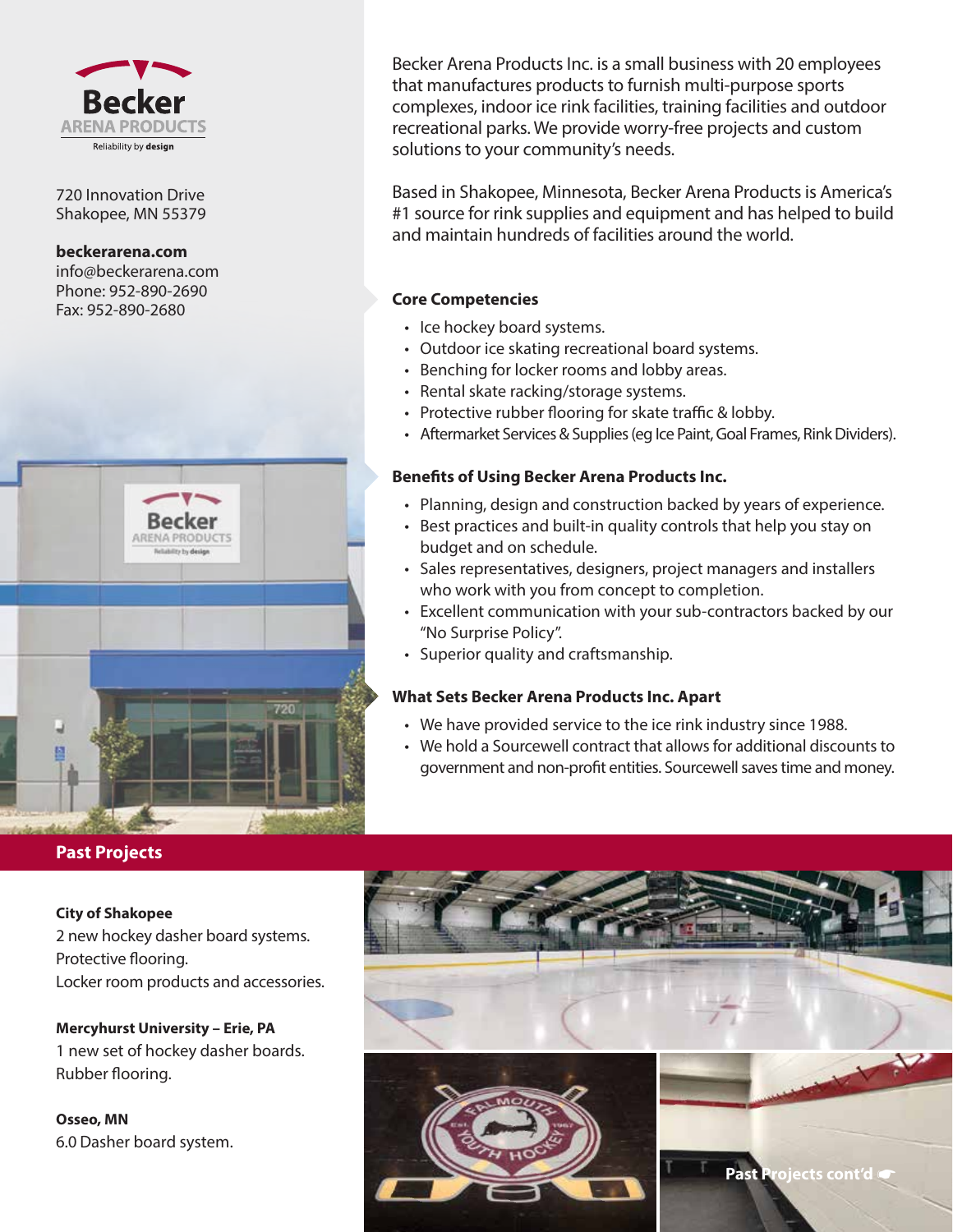**Becker**
**ARENA PRODUCTS**
Reliability by **design**

720 Innovation Drive
Shakopee, MN 55379

**beckerarena.com**
info@beckerarena.com
Phone: 952-890-2690
Fax: 952-890-2680

Becker Arena Products Inc. is a small business with 20 employees that manufactures products to furnish multi-purpose sports complexes, indoor ice rink facilities, training facilities and outdoor recreational parks. We provide worry-free projects and custom solutions to your community's needs.

Based in Shakopee, Minnesota, Becker Arena Products is America's #1 source for rink supplies and equipment and has helped to build and maintain hundreds of facilities around the world.

### Core Competencies

- Ice hockey board systems.
- Outdoor ice skating recreational board systems.
- Benching for locker rooms and lobby areas.
- Rental skate racking/storage systems.
- Protective rubber flooring for skate traffic & lobby.
- Aftermarket Services & Supplies (eg Ice Paint, Goal Frames, Rink Dividers).

### Benefits of Using Becker Arena Products Inc.

- Planning, design and construction backed by years of experience.
- Best practices and built-in quality controls that help you stay on budget and on schedule.
- Sales representatives, designers, project managers and installers who work with you from concept to completion.
- Excellent communication with your sub-contractors backed by our "No Surprise Policy".
- Superior quality and craftsmanship.

### What Sets Becker Arena Products Inc. Apart

- We have provided service to the ice rink industry since 1988.
- We hold a Sourcewell contract that allows for additional discounts to government and non-profit entities. Sourcewell saves time and money.

## Past Projects

**City of Shakopee**
2 new hockey dasher board systems.
Protective flooring.
Locker room products and accessories.

**Mercyhurst University – Erie, PA**
1 new set of hockey dasher boards.
Rubber flooring.

**Osseo, MN**
6.0 Dasher board system.

**Past Projects cont'd ☛**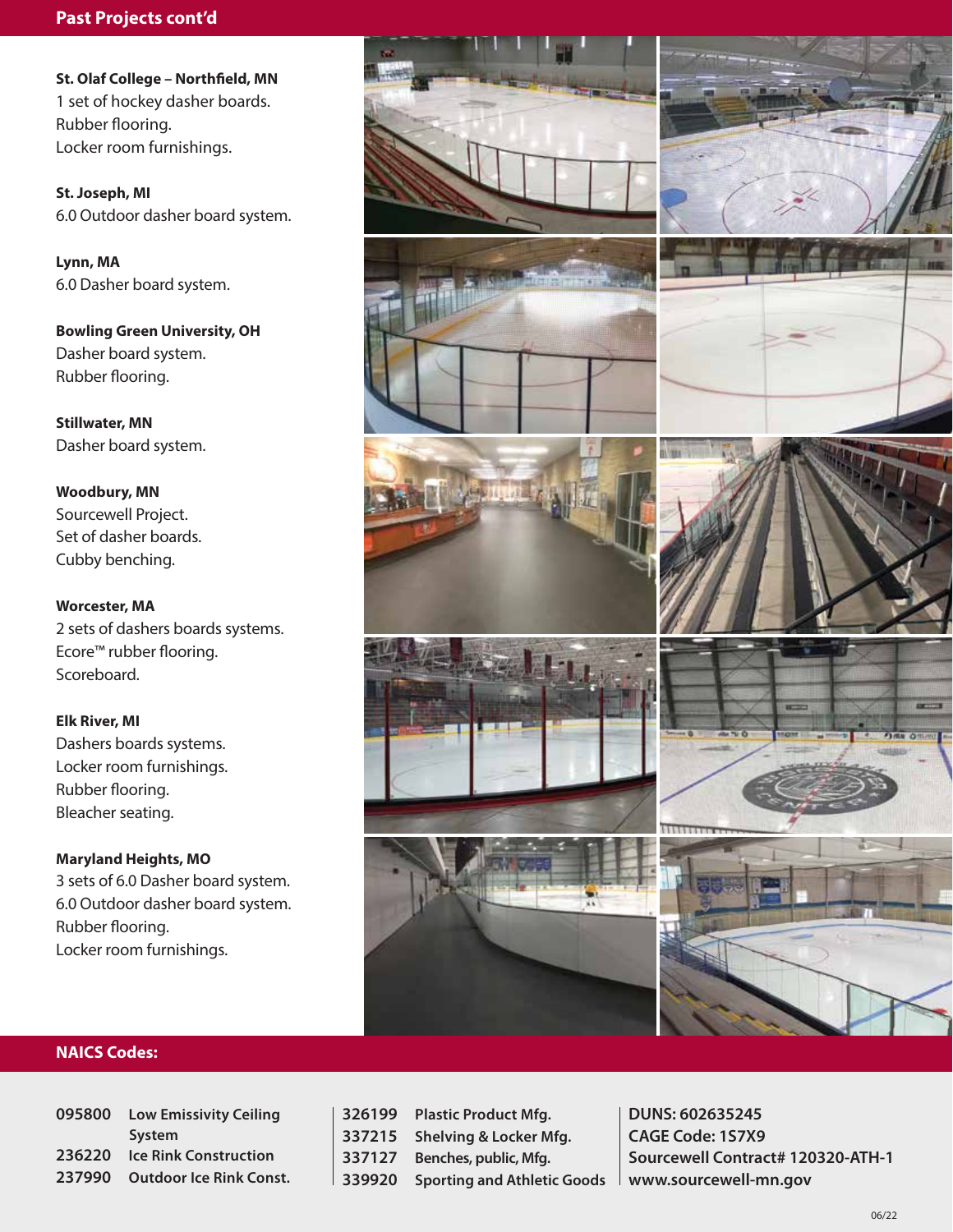## Past Projects cont'd

**St. Olaf College – Northfield, MN**
1 set of hockey dasher boards.
Rubber flooring.
Locker room furnishings.

**St. Joseph, MI**
6.0 Outdoor dasher board system.

**Lynn, MA**
6.0 Dasher board system.

**Bowling Green University, OH**
Dasher board system.
Rubber flooring.

**Stillwater, MN**
Dasher board system.

**Woodbury, MN**
Sourcewell Project.
Set of dasher boards.
Cubby benching.

**Worcester, MA**
2 sets of dashers boards systems.
Ecore™ rubber flooring.
Scoreboard.

**Elk River, MI**
Dashers boards systems.
Locker room furnishings.
Rubber flooring.
Bleacher seating.

**Maryland Heights, MO**
3 sets of 6.0 Dasher board system.
6.0 Outdoor dasher board system.
Rubber flooring.
Locker room furnishings.

## NAICS Codes:

| | |
|---|---|
| **095800** | **Low Emissivity Ceiling System** |
| **236220** | **Ice Rink Construction** |
| **237990** | **Outdoor Ice Rink Const.** |
| **326199** | **Plastic Product Mfg.** |
| **337215** | **Shelving & Locker Mfg.** |
| **337127** | **Benches, public, Mfg.** |
| **339920** | **Sporting and Athletic Goods** |

**DUNS: 602635245**
**CAGE Code: 1S7X9**
**Sourcewell Contract# 120320-ATH-1**
**www.sourcewell-mn.gov**

06/22